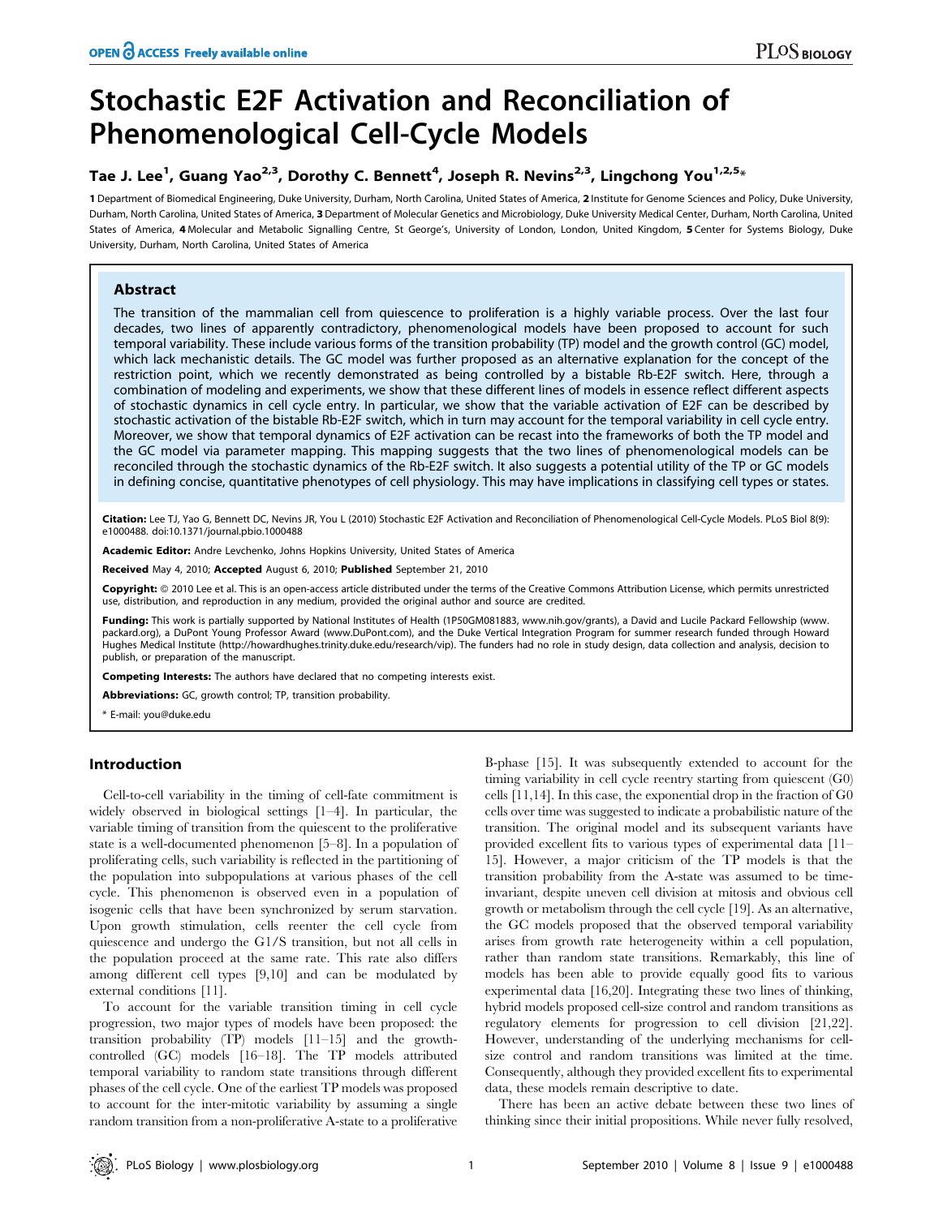# Stochastic E2F Activation and Reconciliation of Phenomenological Cell-Cycle Models

**Tae J. Lee[1], Guang Yao[2,3], Dorothy C. Bennett[4], Joseph R. Nevins[2,3], Lingchong You[1,2,5]***

**1** Department of Biomedical Engineering, Duke University, Durham, North Carolina, United States of America, **2** Institute for Genome Sciences and Policy, Duke University, Durham, North Carolina, United States of America, **3** Department of Molecular Genetics and Microbiology, Duke University Medical Center, Durham, North Carolina, United States of America, **4** Molecular and Metabolic Signalling Centre, St George's, University of London, London, United Kingdom, **5** Center for Systems Biology, Duke University, Durham, North Carolina, United States of America

## Abstract

The transition of the mammalian cell from quiescence to proliferation is a highly variable process. Over the last four decades, two lines of apparently contradictory, phenomenological models have been proposed to account for such temporal variability. These include various forms of the transition probability (TP) model and the growth control (GC) model, which lack mechanistic details. The GC model was further proposed as an alternative explanation for the concept of the restriction point, which we recently demonstrated as being controlled by a bistable Rb-E2F switch. Here, through a combination of modeling and experiments, we show that these different lines of models in essence reflect different aspects of stochastic dynamics in cell cycle entry. In particular, we show that the variable activation of E2F can be described by stochastic activation of the bistable Rb-E2F switch, which in turn may account for the temporal variability in cell cycle entry. Moreover, we show that temporal dynamics of E2F activation can be recast into the frameworks of both the TP model and the GC model via parameter mapping. This mapping suggests that the two lines of phenomenological models can be reconciled through the stochastic dynamics of the Rb-E2F switch. It also suggests a potential utility of the TP or GC models in defining concise, quantitative phenotypes of cell physiology. This may have implications in classifying cell types or states.

**Citation:** Lee TJ, Yao G, Bennett DC, Nevins JR, You L (2010) Stochastic E2F Activation and Reconciliation of Phenomenological Cell-Cycle Models. PLoS Biol 8(9): e1000488. doi:10.1371/journal.pbio.1000488

**Academic Editor:** Andre Levchenko, Johns Hopkins University, United States of America

**Received** May 4, 2010; **Accepted** August 6, 2010; **Published** September 21, 2010

**Copyright:** © 2010 Lee et al. This is an open-access article distributed under the terms of the Creative Commons Attribution License, which permits unrestricted use, distribution, and reproduction in any medium, provided the original author and source are credited.

**Funding:** This work is partially supported by National Institutes of Health (1P50GM081883, www.nih.gov/grants), a David and Lucile Packard Fellowship (www.packard.org), a DuPont Young Professor Award (www.DuPont.com), and the Duke Vertical Integration Program for summer research funded through Howard Hughes Medical Institute (http://howardhughes.trinity.duke.edu/research/vip). The funders had no role in study design, data collection and analysis, decision to publish, or preparation of the manuscript.

**Competing Interests:** The authors have declared that no competing interests exist.

**Abbreviations:** GC, growth control; TP, transition probability.

\* E-mail: you@duke.edu

## Introduction

Cell-to-cell variability in the timing of cell-fate commitment is widely observed in biological settings [1–4]. In particular, the variable timing of transition from the quiescent to the proliferative state is a well-documented phenomenon [5–8]. In a population of proliferating cells, such variability is reflected in the partitioning of the population into subpopulations at various phases of the cell cycle. This phenomenon is observed even in a population of isogenic cells that have been synchronized by serum starvation. Upon growth stimulation, cells reenter the cell cycle from quiescence and undergo the G1/S transition, but not all cells in the population proceed at the same rate. This rate also differs among different cell types [9,10] and can be modulated by external conditions [11].

To account for the variable transition timing in cell cycle progression, two major types of models have been proposed: the transition probability (TP) models [11–15] and the growth-controlled (GC) models [16–18]. The TP models attributed temporal variability to random state transitions through different phases of the cell cycle. One of the earliest TP models was proposed to account for the inter-mitotic variability by assuming a single random transition from a non-proliferative A-state to a proliferative B-phase [15]. It was subsequently extended to account for the timing variability in cell cycle reentry starting from quiescent (G0) cells [11,14]. In this case, the exponential drop in the fraction of G0 cells over time was suggested to indicate a probabilistic nature of the transition. The original model and its subsequent variants have provided excellent fits to various types of experimental data [11–15]. However, a major criticism of the TP models is that the transition probability from the A-state was assumed to be time-invariant, despite uneven cell division at mitosis and obvious cell growth or metabolism through the cell cycle [19]. As an alternative, the GC models proposed that the observed temporal variability arises from growth rate heterogeneity within a cell population, rather than random state transitions. Remarkably, this line of models has been able to provide equally good fits to various experimental data [16,20]. Integrating these two lines of thinking, hybrid models proposed cell-size control and random transitions as regulatory elements for progression to cell division [21,22]. However, understanding of the underlying mechanisms for cell-size control and random transitions was limited at the time. Consequently, although they provided excellent fits to experimental data, these models remain descriptive to date.

There has been an active debate between these two lines of thinking since their initial propositions. While never fully resolved,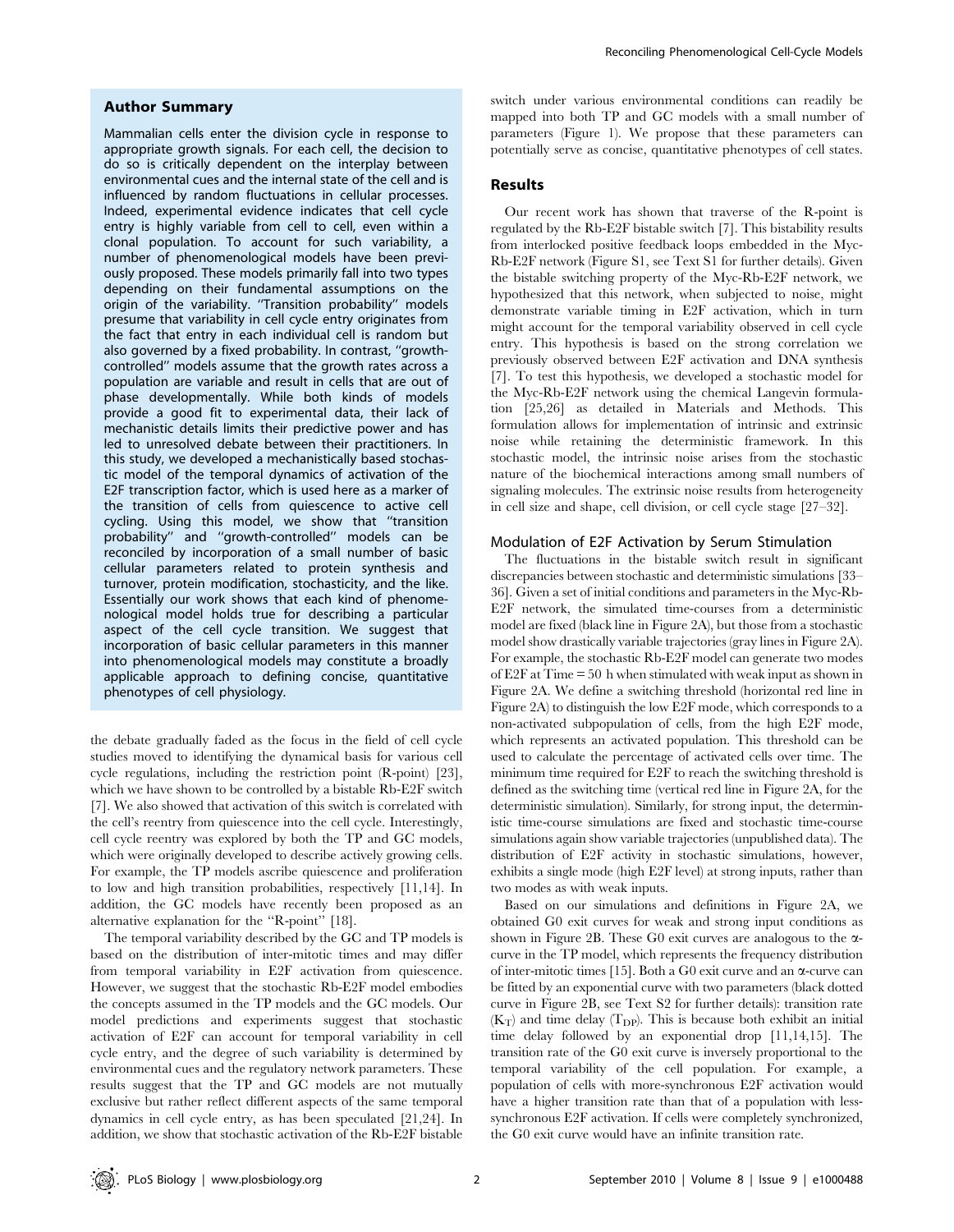## Author Summary

Mammalian cells enter the division cycle in response to appropriate growth signals. For each cell, the decision to do so is critically dependent on the interplay between environmental cues and the internal state of the cell and is influenced by random fluctuations in cellular processes. Indeed, experimental evidence indicates that cell cycle entry is highly variable from cell to cell, even within a clonal population. To account for such variability, a number of phenomenological models have been previously proposed. These models primarily fall into two types depending on their fundamental assumptions on the origin of the variability. "Transition probability" models presume that variability in cell cycle entry originates from the fact that entry in each individual cell is random but also governed by a fixed probability. In contrast, "growth-controlled" models assume that the growth rates across a population are variable and result in cells that are out of phase developmentally. While both kinds of models provide a good fit to experimental data, their lack of mechanistic details limits their predictive power and has led to unresolved debate between their practitioners. In this study, we developed a mechanistically based stochastic model of the temporal dynamics of activation of the E2F transcription factor, which is used here as a marker of the transition of cells from quiescence to active cell cycling. Using this model, we show that "transition probability" and "growth-controlled" models can be reconciled by incorporation of a small number of basic cellular parameters related to protein synthesis and turnover, protein modification, stochasticity, and the like. Essentially our work shows that each kind of phenomenological model holds true for describing a particular aspect of the cell cycle transition. We suggest that incorporation of basic cellular parameters in this manner into phenomenological models may constitute a broadly applicable approach to defining concise, quantitative phenotypes of cell physiology.

the debate gradually faded as the focus in the field of cell cycle studies moved to identifying the dynamical basis for various cell cycle regulations, including the restriction point (R-point) [23], which we have shown to be controlled by a bistable Rb-E2F switch [7]. We also showed that activation of this switch is correlated with the cell's reentry from quiescence into the cell cycle. Interestingly, cell cycle reentry was explored by both the TP and GC models, which were originally developed to describe actively growing cells. For example, the TP models ascribe quiescence and proliferation to low and high transition probabilities, respectively [11,14]. In addition, the GC models have recently been proposed as an alternative explanation for the "R-point" [18].

The temporal variability described by the GC and TP models is based on the distribution of inter-mitotic times and may differ from temporal variability in E2F activation from quiescence. However, we suggest that the stochastic Rb-E2F model embodies the concepts assumed in the TP models and the GC models. Our model predictions and experiments suggest that stochastic activation of E2F can account for temporal variability in cell cycle entry, and the degree of such variability is determined by environmental cues and the regulatory network parameters. These results suggest that the TP and GC models are not mutually exclusive but rather reflect different aspects of the same temporal dynamics in cell cycle entry, as has been speculated [21,24]. In addition, we show that stochastic activation of the Rb-E2F bistable switch under various environmental conditions can readily be mapped into both TP and GC models with a small number of parameters (Figure 1). We propose that these parameters can potentially serve as concise, quantitative phenotypes of cell states.

## Results

Our recent work has shown that traverse of the R-point is regulated by the Rb-E2F bistable switch [7]. This bistability results from interlocked positive feedback loops embedded in the Myc-Rb-E2F network (Figure S1, see Text S1 for further details). Given the bistable switching property of the Myc-Rb-E2F network, we hypothesized that this network, when subjected to noise, might demonstrate variable timing in E2F activation, which in turn might account for the temporal variability observed in cell cycle entry. This hypothesis is based on the strong correlation we previously observed between E2F activation and DNA synthesis [7]. To test this hypothesis, we developed a stochastic model for the Myc-Rb-E2F network using the chemical Langevin formulation [25,26] as detailed in Materials and Methods. This formulation allows for implementation of intrinsic and extrinsic noise while retaining the deterministic framework. In this stochastic model, the intrinsic noise arises from the stochastic nature of the biochemical interactions among small numbers of signaling molecules. The extrinsic noise results from heterogeneity in cell size and shape, cell division, or cell cycle stage [27–32].

### Modulation of E2F Activation by Serum Stimulation

The fluctuations in the bistable switch result in significant discrepancies between stochastic and deterministic simulations [33–36]. Given a set of initial conditions and parameters in the Myc-Rb-E2F network, the simulated time-courses from a deterministic model are fixed (black line in Figure 2A), but those from a stochastic model show drastically variable trajectories (gray lines in Figure 2A). For example, the stochastic Rb-E2F model can generate two modes of E2F at Time = 50 h when stimulated with weak input as shown in Figure 2A. We define a switching threshold (horizontal red line in Figure 2A) to distinguish the low E2F mode, which corresponds to a non-activated subpopulation of cells, from the high E2F mode, which represents an activated population. This threshold can be used to calculate the percentage of activated cells over time. The minimum time required for E2F to reach the switching threshold is defined as the switching time (vertical red line in Figure 2A, for the deterministic simulation). Similarly, for strong input, the deterministic time-course simulations are fixed and stochastic time-course simulations again show variable trajectories (unpublished data). The distribution of E2F activity in stochastic simulations, however, exhibits a single mode (high E2F level) at strong inputs, rather than two modes as with weak inputs.

Based on our simulations and definitions in Figure 2A, we obtained G0 exit curves for weak and strong input conditions as shown in Figure 2B. These G0 exit curves are analogous to the α-curve in the TP model, which represents the frequency distribution of inter-mitotic times [15]. Both a G0 exit curve and an α-curve can be fitted by an exponential curve with two parameters (black dotted curve in Figure 2B, see Text S2 for further details): transition rate ($K_T$) and time delay ($T_{DP}$). This is because both exhibit an initial time delay followed by an exponential drop [11,14,15]. The transition rate of the G0 exit curve is inversely proportional to the temporal variability of the cell population. For example, a population of cells with more-synchronous E2F activation would have a higher transition rate than that of a population with less-synchronous E2F activation. If cells were completely synchronized, the G0 exit curve would have an infinite transition rate.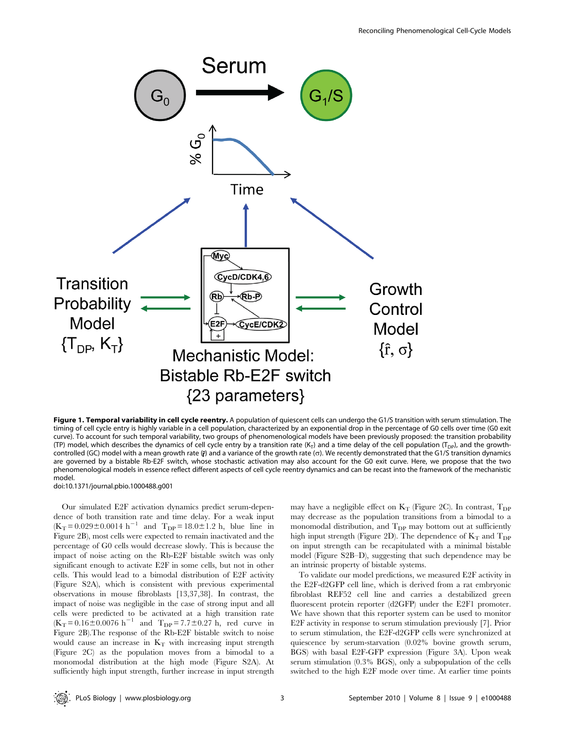**Figure 1. Temporal variability in cell cycle reentry.** A population of quiescent cells can undergo the G1/S transition with serum stimulation. The timing of cell cycle entry is highly variable in a cell population, characterized by an exponential drop in the percentage of G0 cells over time (G0 exit curve). To account for such temporal variability, two groups of phenomenological models have been previously proposed: the transition probability (TP) model, which describes the dynamics of cell cycle entry by a transition rate ($K_T$) and a time delay of the cell population ($T_{DP}$), and the growth-controlled (GC) model with a mean growth rate ($\hat{r}$) and a variance of the growth rate ($\sigma$). We recently demonstrated that the G1/S transition dynamics are governed by a bistable Rb-E2F switch, whose stochastic activation may also account for the G0 exit curve. Here, we propose that the two phenomenological models in essence reflect different aspects of cell cycle reentry dynamics and can be recast into the framework of the mechanistic model.
doi:10.1371/journal.pbio.1000488.g001

Our simulated E2F activation dynamics predict serum-dependence of both transition rate and time delay. For a weak input ($K_T = 0.029 \pm 0.0014$ $h^{-1}$ and $T_{DP} = 18.0 \pm 1.2$ h, blue line in Figure 2B), most cells were expected to remain inactivated and the percentage of G0 cells would decrease slowly. This is because the impact of noise acting on the Rb-E2F bistable switch was only significant enough to activate E2F in some cells, but not in other cells. This would lead to a bimodal distribution of E2F activity (Figure S2A), which is consistent with previous experimental observations in mouse fibroblasts [13,37,38]. In contrast, the impact of noise was negligible in the case of strong input and all cells were predicted to be activated at a high transition rate ($K_T = 0.16 \pm 0.0076$ $h^{-1}$ and $T_{DP} = 7.7 \pm 0.27$ h, red curve in Figure 2B).The response of the Rb-E2F bistable switch to noise would cause an increase in $K_T$ with increasing input strength (Figure 2C) as the population moves from a bimodal to a monomodal distribution at the high mode (Figure S2A). At sufficiently high input strength, further increase in input strength may have a negligible effect on $K_T$ (Figure 2C). In contrast, $T_{DP}$ may decrease as the population transitions from a bimodal to a monomodal distribution, and $T_{DP}$ may bottom out at sufficiently high input strength (Figure 2D). The dependence of $K_T$ and $T_{DP}$ on input strength can be recapitulated with a minimal bistable model (Figure S2B–D), suggesting that such dependence may be an intrinsic property of bistable systems.

To validate our model predictions, we measured E2F activity in the E2F-d2GFP cell line, which is derived from a rat embryonic fibroblast REF52 cell line and carries a destabilized green fluorescent protein reporter (d2GFP) under the E2F1 promoter. We have shown that this reporter system can be used to monitor E2F activity in response to serum stimulation previously [7]. Prior to serum stimulation, the E2F-d2GFP cells were synchronized at quiescence by serum-starvation (0.02% bovine growth serum, BGS) with basal E2F-GFP expression (Figure 3A). Upon weak serum stimulation (0.3% BGS), only a subpopulation of the cells switched to the high E2F mode over time. At earlier time points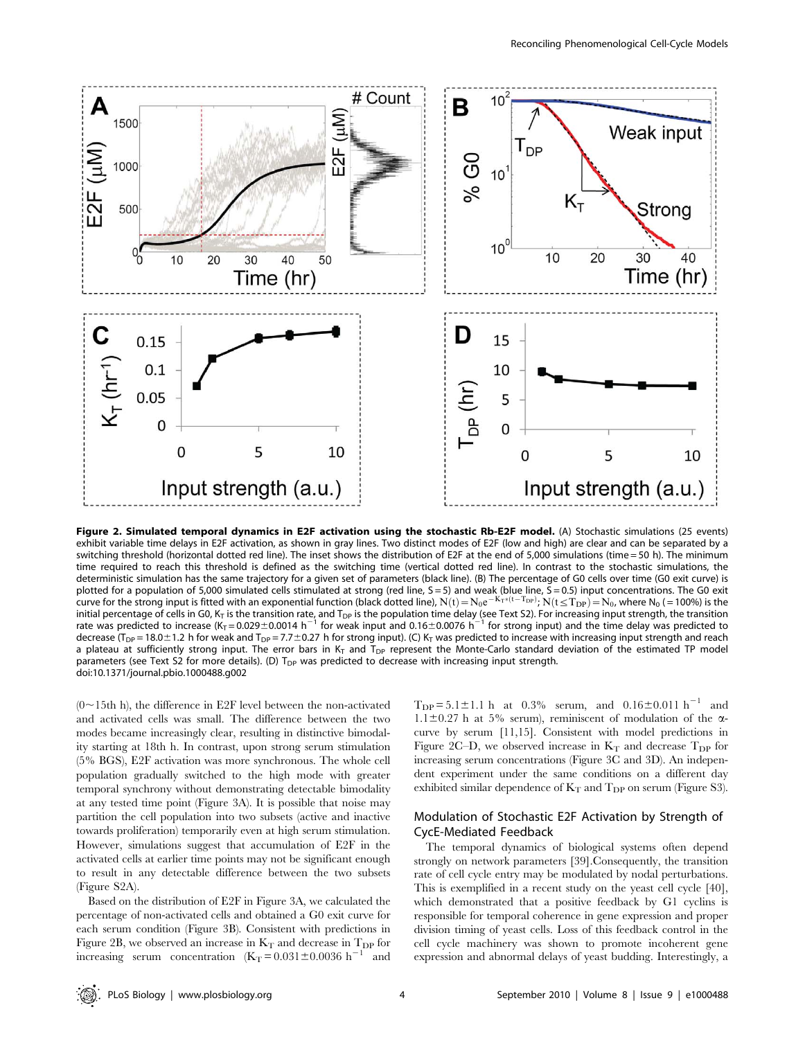**Figure 2. Simulated temporal dynamics in E2F activation using the stochastic Rb-E2F model.** (A) Stochastic simulations (25 events) exhibit variable time delays in E2F activation, as shown in gray lines. Two distinct modes of E2F (low and high) are clear and can be separated by a switching threshold (horizontal dotted red line). The inset shows the distribution of E2F at the end of 5,000 simulations (time = 50 h). The minimum time required to reach this threshold is defined as the switching time (vertical dotted red line). In contrast to the stochastic simulations, the deterministic simulation has the same trajectory for a given set of parameters (black line). (B) The percentage of G0 cells over time (G0 exit curve) is plotted for a population of 5,000 simulated cells stimulated at strong (red line, S = 5) and weak (blue line, S = 0.5) input concentrations. The G0 exit curve for the strong input is fitted with an exponential function (black dotted line), $N(t) = N_0 e^{-K_T*(t-T_{DP})}$; $N(t \leq T_{DP}) = N_0$, where $N_0$ (= 100%) is the initial percentage of cells in G0, $K_T$ is the transition rate, and $T_{DP}$ is the population time delay (see Text S2). For increasing input strength, the transition rate was predicted to increase ($K_T = 0.029 \pm 0.0014$ $h^{-1}$ for weak input and $0.16 \pm 0.0076$ $h^{-1}$ for strong input) and the time delay was predicted to decrease ($T_{DP} = 18.0 \pm 1.2$ h for weak and $T_{DP} = 7.7 \pm 0.27$ h for strong input). (C) $K_T$ was predicted to increase with increasing input strength and reach a plateau at sufficiently strong input. The error bars in $K_T$ and $T_{DP}$ represent the Monte-Carlo standard deviation of the estimated TP model parameters (see Text S2 for more details). (D) $T_{DP}$ was predicted to decrease with increasing input strength.
doi:10.1371/journal.pbio.1000488.g002

(0~15th h), the difference in E2F level between the non-activated and activated cells was small. The difference between the two modes became increasingly clear, resulting in distinctive bimodality starting at 18th h. In contrast, upon strong serum stimulation (5% BGS), E2F activation was more synchronous. The whole cell population gradually switched to the high mode with greater temporal synchrony without demonstrating detectable bimodality at any tested time point (Figure 3A). It is possible that noise may partition the cell population into two subsets (active and inactive towards proliferation) temporarily even at high serum stimulation. However, simulations suggest that accumulation of E2F in the activated cells at earlier time points may not be significant enough to result in any detectable difference between the two subsets (Figure S2A).

Based on the distribution of E2F in Figure 3A, we calculated the percentage of non-activated cells and obtained a G0 exit curve for each serum condition (Figure 3B). Consistent with predictions in Figure 2B, we observed an increase in $K_T$ and decrease in $T_{DP}$ for increasing serum concentration ($K_T = 0.031 \pm 0.0036$ $h^{-1}$ and $T_{DP} = 5.1 \pm 1.1$ h at 0.3% serum, and $0.16 \pm 0.011$ $h^{-1}$ and $1.1 \pm 0.27$ h at 5% serum), reminiscent of modulation of the α-curve by serum [11,15]. Consistent with model predictions in Figure 2C–D, we observed increase in $K_T$ and decrease $T_{DP}$ for increasing serum concentrations (Figure 3C and 3D). An independent experiment under the same conditions on a different day exhibited similar dependence of $K_T$ and $T_{DP}$ on serum (Figure S3).

## Modulation of Stochastic E2F Activation by Strength of CycE-Mediated Feedback

The temporal dynamics of biological systems often depend strongly on network parameters [39]. Consequently, the transition rate of cell cycle entry may be modulated by nodal perturbations. This is exemplified in a recent study on the yeast cell cycle [40], which demonstrated that a positive feedback by G1 cyclins is responsible for temporal coherence in gene expression and proper division timing of yeast cells. Loss of this feedback control in the cell cycle machinery was shown to promote incoherent gene expression and abnormal delays of yeast budding. Interestingly, a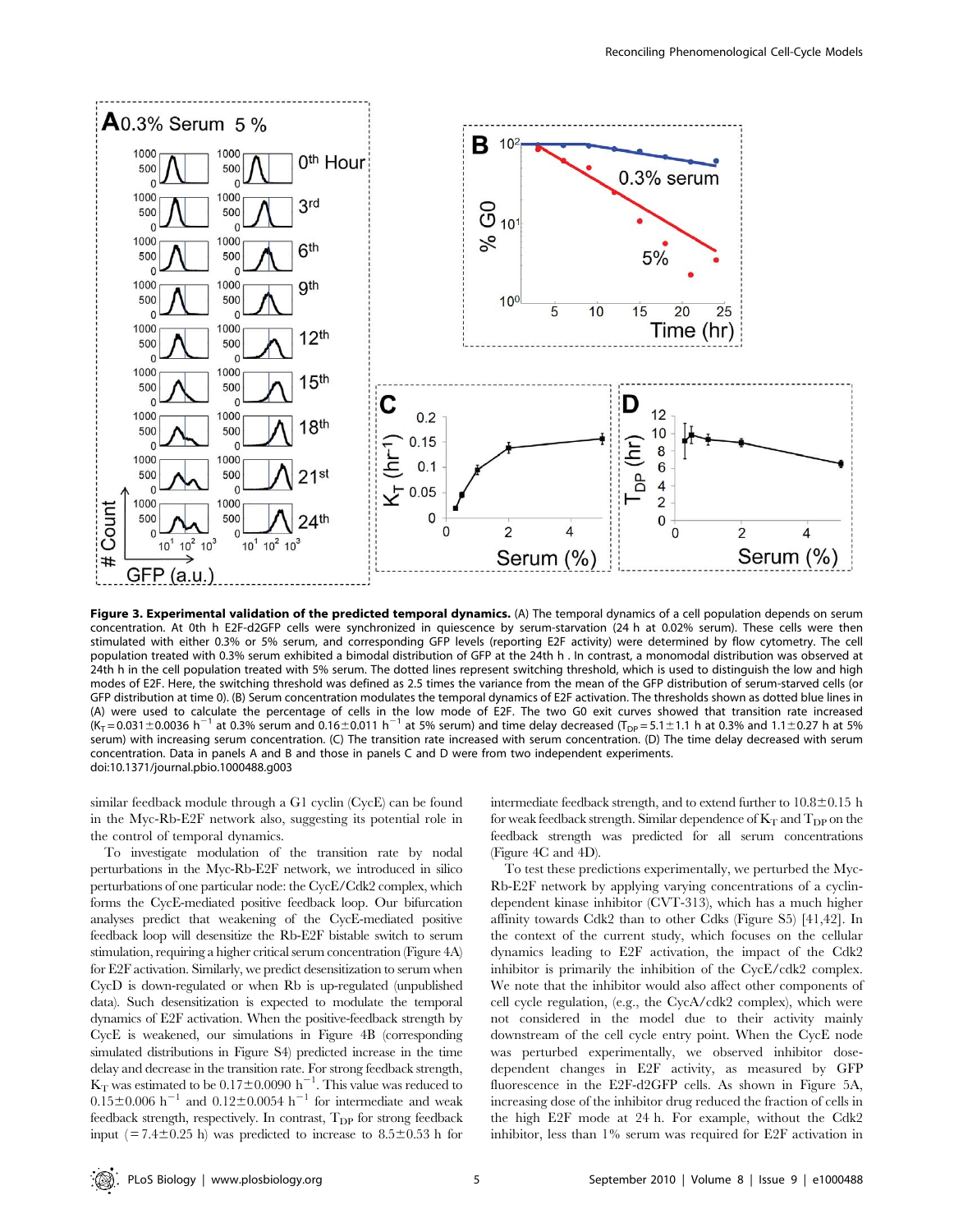**Figure 3. Experimental validation of the predicted temporal dynamics.** (A) The temporal dynamics of a cell population depends on serum concentration. At 0th h E2F-d2GFP cells were synchronized in quiescence by serum-starvation (24 h at 0.02% serum). These cells were then stimulated with either 0.3% or 5% serum, and corresponding GFP levels (reporting E2F activity) were determined by flow cytometry. The cell population treated with 0.3% serum exhibited a bimodal distribution of GFP at the 24th h . In contrast, a monomodal distribution was observed at 24th h in the cell population treated with 5% serum. The dotted lines represent switching threshold, which is used to distinguish the low and high modes of E2F. Here, the switching threshold was defined as 2.5 times the variance from the mean of the GFP distribution of serum-starved cells (or GFP distribution at time 0). (B) Serum concentration modulates the temporal dynamics of E2F activation. The thresholds shown as dotted blue lines in (A) were used to calculate the percentage of cells in the low mode of E2F. The two G0 exit curves showed that transition rate increased ($K_T = 0.031 \pm 0.0036$ h$^{-1}$ at 0.3% serum and $0.16 \pm 0.011$ h$^{-1}$ at 5% serum) and time delay decreased ($T_{DP} = 5.1 \pm 1.1$ h at 0.3% and $1.1 \pm 0.27$ h at 5% serum) with increasing serum concentration. (C) The transition rate increased with serum concentration. (D) The time delay decreased with serum concentration. Data in panels A and B and those in panels C and D were from two independent experiments.
doi:10.1371/journal.pbio.1000488.g003

similar feedback module through a G1 cyclin (CycE) can be found in the Myc-Rb-E2F network also, suggesting its potential role in the control of temporal dynamics.

To investigate modulation of the transition rate by nodal perturbations in the Myc-Rb-E2F network, we introduced in silico perturbations of one particular node: the CycE/Cdk2 complex, which forms the CycE-mediated positive feedback loop. Our bifurcation analyses predict that weakening of the CycE-mediated positive feedback loop will desensitize the Rb-E2F bistable switch to serum stimulation, requiring a higher critical serum concentration (Figure 4A) for E2F activation. Similarly, we predict desensitization to serum when CycD is down-regulated or when Rb is up-regulated (unpublished data). Such desensitization is expected to modulate the temporal dynamics of E2F activation. When the positive-feedback strength by CycE is weakened, our simulations in Figure 4B (corresponding simulated distributions in Figure S4) predicted increase in the time delay and decrease in the transition rate. For strong feedback strength, $K_T$ was estimated to be $0.17 \pm 0.0090$ h$^{-1}$. This value was reduced to $0.15 \pm 0.006$ h$^{-1}$ and $0.12 \pm 0.0054$ h$^{-1}$ for intermediate and weak feedback strength, respectively. In contrast, $T_{DP}$ for strong feedback input ($= 7.4 \pm 0.25$ h) was predicted to increase to $8.5 \pm 0.53$ h for intermediate feedback strength, and to extend further to $10.8 \pm 0.15$ h for weak feedback strength. Similar dependence of $K_T$ and $T_{DP}$ on the feedback strength was predicted for all serum concentrations (Figure 4C and 4D).

To test these predictions experimentally, we perturbed the Myc-Rb-E2F network by applying varying concentrations of a cyclin-dependent kinase inhibitor (CVT-313), which has a much higher affinity towards Cdk2 than to other Cdks (Figure S5) [41,42]. In the context of the current study, which focuses on the cellular dynamics leading to E2F activation, the impact of the Cdk2 inhibitor is primarily the inhibition of the CycE/cdk2 complex. We note that the inhibitor would also affect other components of cell cycle regulation, (e.g., the CycA/cdk2 complex), which were not considered in the model due to their activity mainly downstream of the cell cycle entry point. When the CycE node was perturbed experimentally, we observed inhibitor dose-dependent changes in E2F activity, as measured by GFP fluorescence in the E2F-d2GFP cells. As shown in Figure 5A, increasing dose of the inhibitor drug reduced the fraction of cells in the high E2F mode at 24 h. For example, without the Cdk2 inhibitor, less than 1% serum was required for E2F activation in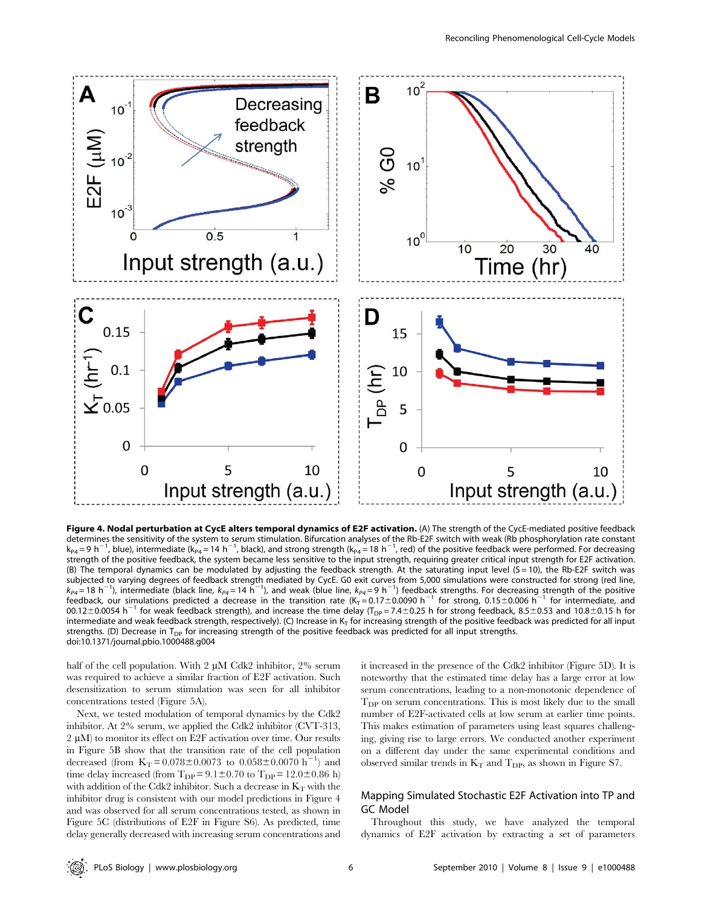**Figure 4. Nodal perturbation at CycE alters temporal dynamics of E2F activation.** (A) The strength of the CycE-mediated positive feedback determines the sensitivity of the system to serum stimulation. Bifurcation analyses of the Rb-E2F switch with weak (Rb phosphorylation rate constant $k_{P4} = 9\ h^{-1}$, blue), intermediate ($k_{P4} = 14\ h^{-1}$, black), and strong strength ($k_{P4} = 18\ h^{-1}$, red) of the positive feedback were performed. For decreasing strength of the positive feedback, the system became less sensitive to the input strength, requiring greater critical input strength for E2F activation. (B) The temporal dynamics can be modulated by adjusting the feedback strength. At the saturating input level (S = 10), the Rb-E2F switch was subjected to varying degrees of feedback strength mediated by CycE. G0 exit curves from 5,000 simulations were constructed for strong (red line, $k_{P4} = 18\ h^{-1}$), intermediate (black line, $k_{P4} = 14\ h^{-1}$), and weak (blue line, $k_{P4} = 9\ h^{-1}$) feedback strengths. For decreasing strength of the positive feedback, our simulations predicted a decrease in the transition rate ($K_T = 0.17 \pm 0.0090\ h^{-1}$ for strong, $0.15 \pm 0.006\ h^{-1}$ for intermediate, and $00.12 \pm 0.0054\ h^{-1}$ for weak feedback strength), and increase the time delay ($T_{DP} = 7.4 \pm 0.25$ h for strong feedback, $8.5 \pm 0.53$ and $10.8 \pm 0.15$ h for intermediate and weak feedback strength, respectively). (C) Increase in $K_T$ for increasing strength of the positive feedback was predicted for all input strengths. (D) Decrease in $T_{DP}$ for increasing strength of the positive feedback was predicted for all input strengths.
doi:10.1371/journal.pbio.1000488.g004

half of the cell population. With 2 μM Cdk2 inhibitor, 2% serum was required to achieve a similar fraction of E2F activation. Such desensitization to serum stimulation was seen for all inhibitor concentrations tested (Figure 5A).

Next, we tested modulation of temporal dynamics by the Cdk2 inhibitor. At 2% serum, we applied the Cdk2 inhibitor (CVT-313, 2 μM) to monitor its effect on E2F activation over time. Our results in Figure 5B show that the transition rate of the cell population decreased (from $K_T = 0.078 \pm 0.0073$ to $0.058 \pm 0.0070\ h^{-1}$) and time delay increased (from $T_{DP} = 9.1 \pm 0.70$ to $T_{DP} = 12.0 \pm 0.86$ h) with addition of the Cdk2 inhibitor. Such a decrease in $K_T$ with the inhibitor drug is consistent with our model predictions in Figure 4 and was observed for all serum concentrations tested, as shown in Figure 5C (distributions of E2F in Figure S6). As predicted, time delay generally decreased with increasing serum concentrations and it increased in the presence of the Cdk2 inhibitor (Figure 5D). It is noteworthy that the estimated time delay has a large error at low serum concentrations, leading to a non-monotonic dependence of $T_{DP}$ on serum concentrations. This is most likely due to the small number of E2F-activated cells at low serum at earlier time points. This makes estimation of parameters using least squares challenging, giving rise to large errors. We conducted another experiment on a different day under the same experimental conditions and observed similar trends in $K_T$ and $T_{DP}$, as shown in Figure S7.

## Mapping Simulated Stochastic E2F Activation into TP and GC Model

Throughout this study, we have analyzed the temporal dynamics of E2F activation by extracting a set of parameters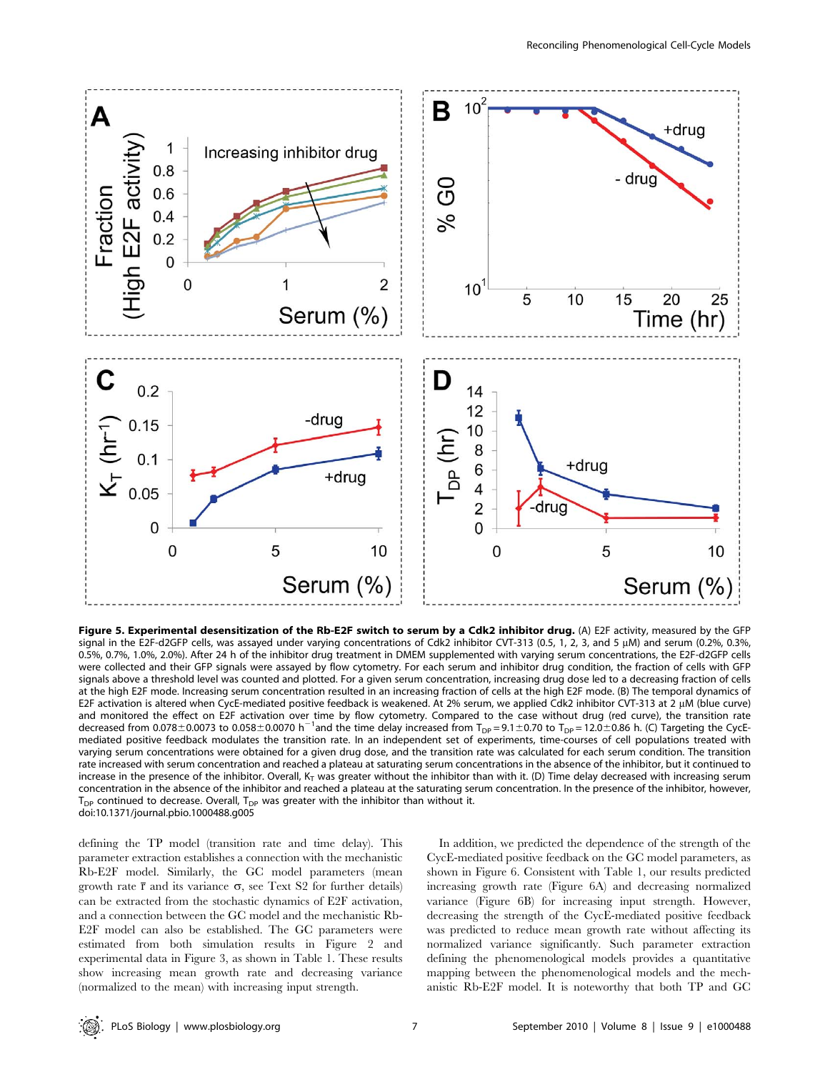**Figure 5. Experimental desensitization of the Rb-E2F switch to serum by a Cdk2 inhibitor drug.** (A) E2F activity, measured by the GFP signal in the E2F-d2GFP cells, was assayed under varying concentrations of Cdk2 inhibitor CVT-313 (0.5, 1, 2, 3, and 5 μM) and serum (0.2%, 0.3%, 0.5%, 0.7%, 1.0%, 2.0%). After 24 h of the inhibitor drug treatment in DMEM supplemented with varying serum concentrations, the E2F-d2GFP cells were collected and their GFP signals were assayed by flow cytometry. For each serum and inhibitor drug condition, the fraction of cells with GFP signals above a threshold level was counted and plotted. For a given serum concentration, increasing drug dose led to a decreasing fraction of cells at the high E2F mode. Increasing serum concentration resulted in an increasing fraction of cells at the high E2F mode. (B) The temporal dynamics of E2F activation is altered when CycE-mediated positive feedback is weakened. At 2% serum, we applied Cdk2 inhibitor CVT-313 at 2 μM (blue curve) and monitored the effect on E2F activation over time by flow cytometry. Compared to the case without drug (red curve), the transition rate decreased from 0.078±0.0073 to 0.058±0.0070 $h^{-1}$ and the time delay increased from $T_{DP}$ = 9.1±0.70 to $T_{DP}$ = 12.0±0.86 h. (C) Targeting the CycE-mediated positive feedback modulates the transition rate. In an independent set of experiments, time-courses of cell populations treated with varying serum concentrations were obtained for a given drug dose, and the transition rate was calculated for each serum condition. The transition rate increased with serum concentration and reached a plateau at saturating serum concentrations in the absence of the inhibitor, but it continued to increase in the presence of the inhibitor. Overall, $K_T$ was greater without the inhibitor than with it. (D) Time delay decreased with increasing serum concentration in the absence of the inhibitor and reached a plateau at the saturating serum concentration. In the presence of the inhibitor, however, $T_{DP}$ continued to decrease. Overall, $T_{DP}$ was greater with the inhibitor than without it.
doi:10.1371/journal.pbio.1000488.g005

defining the TP model (transition rate and time delay). This parameter extraction establishes a connection with the mechanistic Rb-E2F model. Similarly, the GC model parameters (mean growth rate $\bar{r}$ and its variance σ, see Text S2 for further details) can be extracted from the stochastic dynamics of E2F activation, and a connection between the GC model and the mechanistic Rb-E2F model can also be established. The GC parameters were estimated from both simulation results in Figure 2 and experimental data in Figure 3, as shown in Table 1. These results show increasing mean growth rate and decreasing variance (normalized to the mean) with increasing input strength.

In addition, we predicted the dependence of the strength of the CycE-mediated positive feedback on the GC model parameters, as shown in Figure 6. Consistent with Table 1, our results predicted increasing growth rate (Figure 6A) and decreasing normalized variance (Figure 6B) for increasing input strength. However, decreasing the strength of the CycE-mediated positive feedback was predicted to reduce mean growth rate without affecting its normalized variance significantly. Such parameter extraction defining the phenomenological models provides a quantitative mapping between the phenomenological models and the mechanistic Rb-E2F model. It is noteworthy that both TP and GC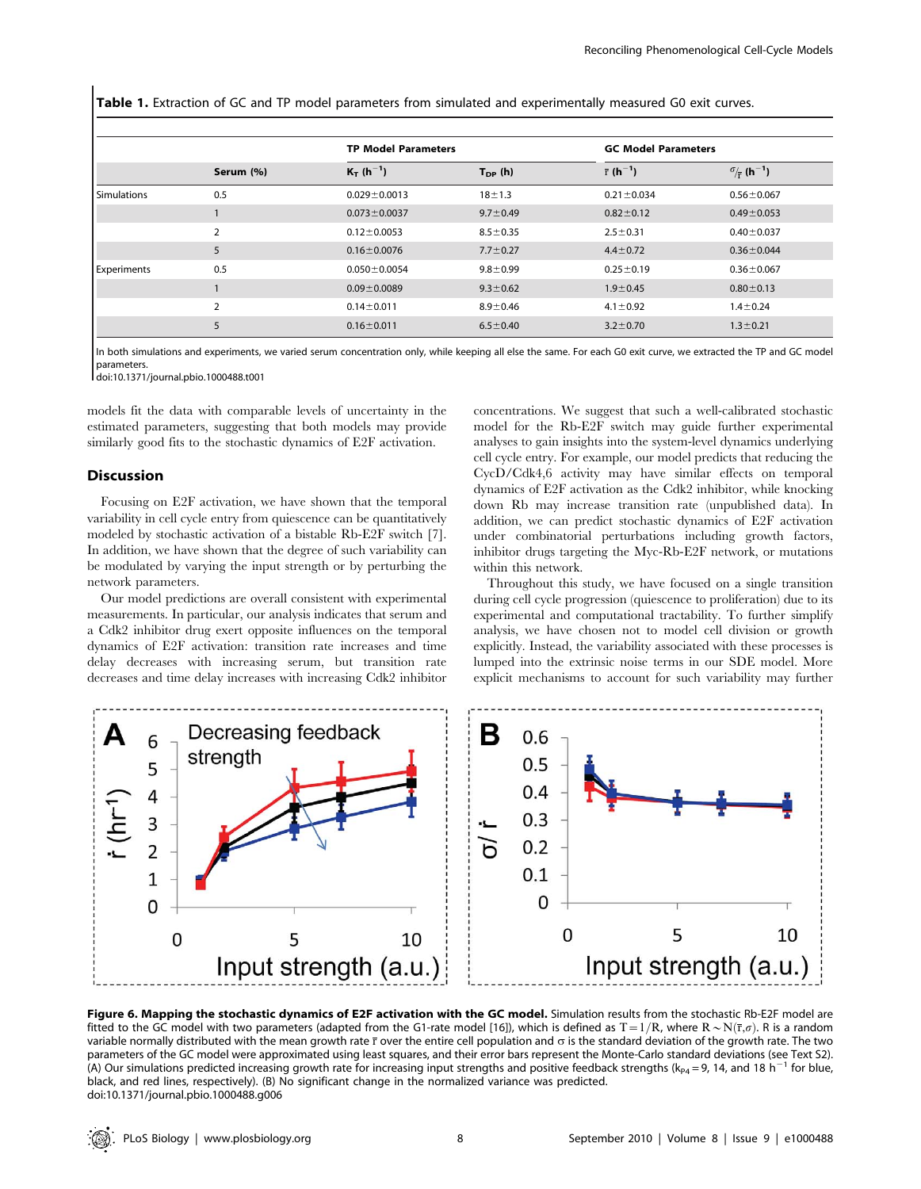**Table 1.** Extraction of GC and TP model parameters from simulated and experimentally measured G0 exit curves.

| | Serum (%) | TP Model Parameters | | GC Model Parameters | |
|---|---|---|---|---|---|
| | | $K_T$ ($h^{-1}$) | $T_{DP}$ (h) | $\bar{r}$ ($h^{-1}$) | $\sigma/\bar{r}$ ($h^{-1}$) |
| Simulations | 0.5 | 0.029±0.0013 | 18±1.3 | 0.21±0.034 | 0.56±0.067 |
| | 1 | 0.073±0.0037 | 9.7±0.49 | 0.82±0.12 | 0.49±0.053 |
| | 2 | 0.12±0.0053 | 8.5±0.35 | 2.5±0.31 | 0.40±0.037 |
| | 5 | 0.16±0.0076 | 7.7±0.27 | 4.4±0.72 | 0.36±0.044 |
| Experiments | 0.5 | 0.050±0.0054 | 9.8±0.99 | 0.25±0.19 | 0.36±0.067 |
| | 1 | 0.09±0.0089 | 9.3±0.62 | 1.9±0.45 | 0.80±0.13 |
| | 2 | 0.14±0.011 | 8.9±0.46 | 4.1±0.92 | 1.4±0.24 |
| | 5 | 0.16±0.011 | 6.5±0.40 | 3.2±0.70 | 1.3±0.21 |

In both simulations and experiments, we varied serum concentration only, while keeping all else the same. For each G0 exit curve, we extracted the TP and GC model parameters.
doi:10.1371/journal.pbio.1000488.t001

models fit the data with comparable levels of uncertainty in the estimated parameters, suggesting that both models may provide similarly good fits to the stochastic dynamics of E2F activation.

## Discussion

Focusing on E2F activation, we have shown that the temporal variability in cell cycle entry from quiescence can be quantitatively modeled by stochastic activation of a bistable Rb-E2F switch [7]. In addition, we have shown that the degree of such variability can be modulated by varying the input strength or by perturbing the network parameters.

Our model predictions are overall consistent with experimental measurements. In particular, our analysis indicates that serum and a Cdk2 inhibitor drug exert opposite influences on the temporal dynamics of E2F activation: transition rate increases and time delay decreases with increasing serum, but transition rate decreases and time delay increases with increasing Cdk2 inhibitor concentrations. We suggest that such a well-calibrated stochastic model for the Rb-E2F switch may guide further experimental analyses to gain insights into the system-level dynamics underlying cell cycle entry. For example, our model predicts that reducing the CycD/Cdk4,6 activity may have similar effects on temporal dynamics of E2F activation as the Cdk2 inhibitor, while knocking down Rb may increase transition rate (unpublished data). In addition, we can predict stochastic dynamics of E2F activation under combinatorial perturbations including growth factors, inhibitor drugs targeting the Myc-Rb-E2F network, or mutations within this network.

Throughout this study, we have focused on a single transition during cell cycle progression (quiescence to proliferation) due to its experimental and computational tractability. To further simplify analysis, we have chosen not to model cell division or growth explicitly. Instead, the variability associated with these processes is lumped into the extrinsic noise terms in our SDE model. More explicit mechanisms to account for such variability may further

**Figure 6. Mapping the stochastic dynamics of E2F activation with the GC model.** Simulation results from the stochastic Rb-E2F model are fitted to the GC model with two parameters (adapted from the G1-rate model [16]), which is defined as $T = 1/R$, where $R \sim N(\bar{r}, \sigma)$. R is a random variable normally distributed with the mean growth rate $\bar{r}$ over the entire cell population and $\sigma$ is the standard deviation of the growth rate. The two parameters of the GC model were approximated using least squares, and their error bars represent the Monte-Carlo standard deviations (see Text S2). (A) Our simulations predicted increasing growth rate for increasing input strengths and positive feedback strengths ($k_{P4} = 9$, 14, and 18 $h^{-1}$ for blue, black, and red lines, respectively). (B) No significant change in the normalized variance was predicted.
doi:10.1371/journal.pbio.1000488.g006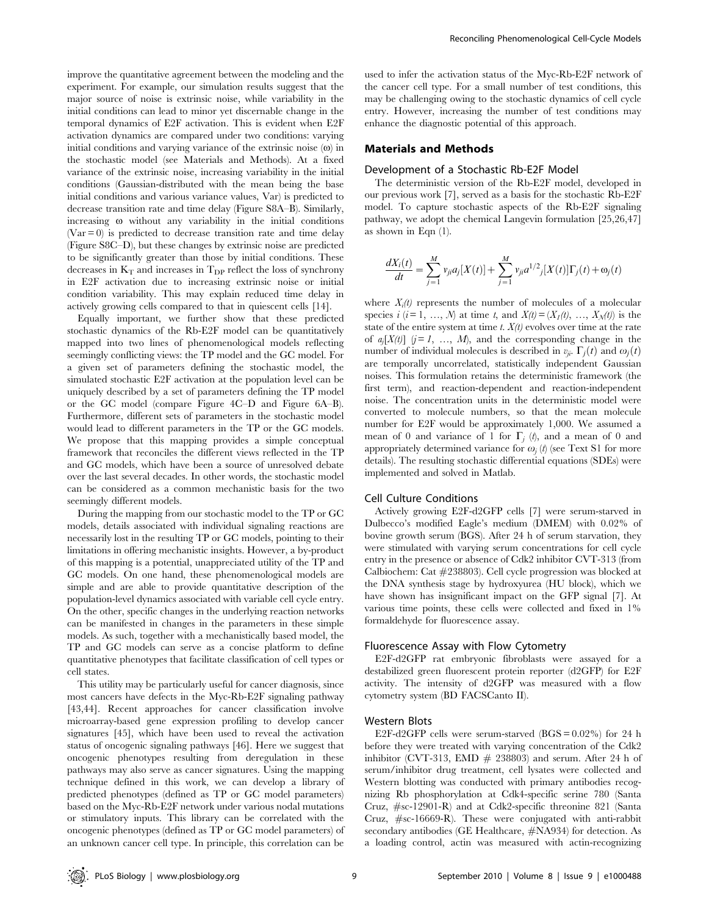improve the quantitative agreement between the modeling and the experiment. For example, our simulation results suggest that the major source of noise is extrinsic noise, while variability in the initial conditions can lead to minor yet discernable change in the temporal dynamics of E2F activation. This is evident when E2F activation dynamics are compared under two conditions: varying initial conditions and varying variance of the extrinsic noise ($\omega$) in the stochastic model (see Materials and Methods). At a fixed variance of the extrinsic noise, increasing variability in the initial conditions (Gaussian-distributed with the mean being the base initial conditions and various variance values, Var) is predicted to decrease transition rate and time delay (Figure S8A–B). Similarly, increasing $\omega$ without any variability in the initial conditions (Var = 0) is predicted to decrease transition rate and time delay (Figure S8C–D), but these changes by extrinsic noise are predicted to be significantly greater than those by initial conditions. These decreases in $K_T$ and increases in $T_{DP}$ reflect the loss of synchrony in E2F activation due to increasing extrinsic noise or initial condition variability. This may explain reduced time delay in actively growing cells compared to that in quiescent cells [14].

Equally important, we further show that these predicted stochastic dynamics of the Rb-E2F model can be quantitatively mapped into two lines of phenomenological models reflecting seemingly conflicting views: the TP model and the GC model. For a given set of parameters defining the stochastic model, the simulated stochastic E2F activation at the population level can be uniquely described by a set of parameters defining the TP model or the GC model (compare Figure 4C–D and Figure 6A–B). Furthermore, different sets of parameters in the stochastic model would lead to different parameters in the TP or the GC models. We propose that this mapping provides a simple conceptual framework that reconciles the different views reflected in the TP and GC models, which have been a source of unresolved debate over the last several decades. In other words, the stochastic model can be considered as a common mechanistic basis for the two seemingly different models.

During the mapping from our stochastic model to the TP or GC models, details associated with individual signaling reactions are necessarily lost in the resulting TP or GC models, pointing to their limitations in offering mechanistic insights. However, a by-product of this mapping is a potential, unappreciated utility of the TP and GC models. On one hand, these phenomenological models are simple and are able to provide quantitative description of the population-level dynamics associated with variable cell cycle entry. On the other, specific changes in the underlying reaction networks can be manifested in changes in the parameters in these simple models. As such, together with a mechanistically based model, the TP and GC models can serve as a concise platform to define quantitative phenotypes that facilitate classification of cell types or cell states.

This utility may be particularly useful for cancer diagnosis, since most cancers have defects in the Myc-Rb-E2F signaling pathway [43,44]. Recent approaches for cancer classification involve microarray-based gene expression profiling to develop cancer signatures [45], which have been used to reveal the activation status of oncogenic signaling pathways [46]. Here we suggest that oncogenic phenotypes resulting from deregulation in these pathways may also serve as cancer signatures. Using the mapping technique defined in this work, we can develop a library of predicted phenotypes (defined as TP or GC model parameters) based on the Myc-Rb-E2F network under various nodal mutations or stimulatory inputs. This library can be correlated with the oncogenic phenotypes (defined as TP or GC model parameters) of an unknown cancer cell type. In principle, this correlation can be used to infer the activation status of the Myc-Rb-E2F network of the cancer cell type. For a small number of test conditions, this may be challenging owing to the stochastic dynamics of cell cycle entry. However, increasing the number of test conditions may enhance the diagnostic potential of this approach.

## Materials and Methods

### Development of a Stochastic Rb-E2F Model

The deterministic version of the Rb-E2F model, developed in our previous work [7], served as a basis for the stochastic Rb-E2F model. To capture stochastic aspects of the Rb-E2F signaling pathway, we adopt the chemical Langevin formulation [25,26,47] as shown in Eqn (1).

$$\frac{dX_i(t)}{dt} = \sum_{j=1}^{M} v_{ji} a_j[X(t)] + \sum_{j=1}^{M} v_{ji} a^{1/2}{}_j[X(t)]\Gamma_j(t) + \omega_j(t)$$

where $X_i(t)$ represents the number of molecules of a molecular species $i$ ($i = 1, \ldots, N$) at time $t$, and $X(t) = (X_1(t), \ldots, X_N(t))$ is the state of the entire system at time $t$. $X(t)$ evolves over time at the rate of $a_j[X(t)]$ ($j = 1, \ldots, M$), and the corresponding change in the number of individual molecules is described in $v_{ji}$. $\Gamma_j(t)$ and $\omega_j(t)$ are temporally uncorrelated, statistically independent Gaussian noises. This formulation retains the deterministic framework (the first term), and reaction-dependent and reaction-independent noise. The concentration units in the deterministic model were converted to molecule numbers, so that the mean molecule number for E2F would be approximately 1,000. We assumed a mean of 0 and variance of 1 for $\Gamma_j$ ($t$), and a mean of 0 and appropriately determined variance for $\omega_j$ ($t$) (see Text S1 for more details). The resulting stochastic differential equations (SDEs) were implemented and solved in Matlab.

### Cell Culture Conditions

Actively growing E2F-d2GFP cells [7] were serum-starved in Dulbecco's modified Eagle's medium (DMEM) with 0.02% of bovine growth serum (BGS). After 24 h of serum starvation, they were stimulated with varying serum concentrations for cell cycle entry in the presence or absence of Cdk2 inhibitor CVT-313 (from Calbiochem: Cat #238803). Cell cycle progression was blocked at the DNA synthesis stage by hydroxyurea (HU block), which we have shown has insignificant impact on the GFP signal [7]. At various time points, these cells were collected and fixed in 1% formaldehyde for fluorescence assay.

### Fluorescence Assay with Flow Cytometry

E2F-d2GFP rat embryonic fibroblasts were assayed for a destabilized green fluorescent protein reporter (d2GFP) for E2F activity. The intensity of d2GFP was measured with a flow cytometry system (BD FACSCanto II).

### Western Blots

E2F-d2GFP cells were serum-starved (BGS = 0.02%) for 24 h before they were treated with varying concentration of the Cdk2 inhibitor (CVT-313, EMD # 238803) and serum. After 24 h of serum/inhibitor drug treatment, cell lysates were collected and Western blotting was conducted with primary antibodies recognizing Rb phosphorylation at Cdk4-specific serine 780 (Santa Cruz, #sc-12901-R) and at Cdk2-specific threonine 821 (Santa Cruz, #sc-16669-R). These were conjugated with anti-rabbit secondary antibodies (GE Healthcare, #NA934) for detection. As a loading control, actin was measured with actin-recognizing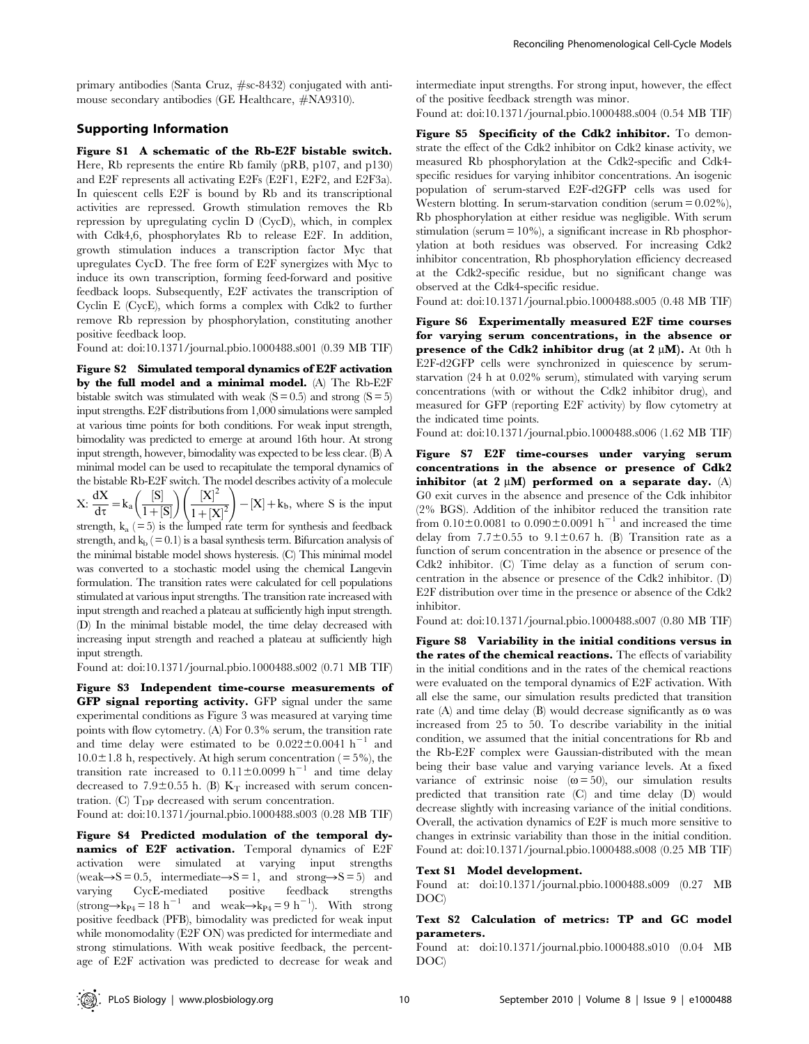primary antibodies (Santa Cruz, #sc-8432) conjugated with anti-mouse secondary antibodies (GE Healthcare, #NA9310).

## Supporting Information

**Figure S1 A schematic of the Rb-E2F bistable switch.** Here, Rb represents the entire Rb family (pRB, p107, and p130) and E2F represents all activating E2Fs (E2F1, E2F2, and E2F3a). In quiescent cells E2F is bound by Rb and its transcriptional activities are repressed. Growth stimulation removes the Rb repression by upregulating cyclin D (CycD), which, in complex with Cdk4,6, phosphorylates Rb to release E2F. In addition, growth stimulation induces a transcription factor Myc that upregulates CycD. The free form of E2F synergizes with Myc to induce its own transcription, forming feed-forward and positive feedback loops. Subsequently, E2F activates the transcription of Cyclin E (CycE), which forms a complex with Cdk2 to further remove Rb repression by phosphorylation, constituting another positive feedback loop.

Found at: doi:10.1371/journal.pbio.1000488.s001 (0.39 MB TIF)

**Figure S2 Simulated temporal dynamics of E2F activation by the full model and a minimal model.** (A) The Rb-E2F bistable switch was stimulated with weak ($S = 0.5$) and strong ($S = 5$) input strengths. E2F distributions from 1,000 simulations were sampled at various time points for both conditions. For weak input strength, bimodality was predicted to emerge at around 16th hour. At strong input strength, however, bimodality was expected to be less clear. (B) A minimal model can be used to recapitulate the temporal dynamics of the bistable Rb-E2F switch. The model describes activity of a molecule X: $\frac{dX}{d\tau} = k_a\left(\frac{[S]}{1+[S]}\right)\left(\frac{[X]^2}{1+[X]^2}\right) - [X] + k_b$, where S is the input strength, $k_a$ (=5) is the lumped rate term for synthesis and feedback strength, and $k_b$ (=0.1) is a basal synthesis term. Bifurcation analysis of the minimal bistable model shows hysteresis. (C) This minimal model was converted to a stochastic model using the chemical Langevin formulation. The transition rates were calculated for cell populations stimulated at various input strengths. The transition rate increased with input strength and reached a plateau at sufficiently high input strength. (D) In the minimal bistable model, the time delay decreased with increasing input strength and reached a plateau at sufficiently high input strength.

Found at: doi:10.1371/journal.pbio.1000488.s002 (0.71 MB TIF)

**Figure S3 Independent time-course measurements of GFP signal reporting activity.** GFP signal under the same experimental conditions as Figure 3 was measured at varying time points with flow cytometry. (A) For 0.3% serum, the transition rate and time delay were estimated to be $0.022 \pm 0.0041$ $h^{-1}$ and $10.0 \pm 1.8$ h, respectively. At high serum concentration (=5%), the transition rate increased to $0.11 \pm 0.0099$ $h^{-1}$ and time delay decreased to $7.9 \pm 0.55$ h. (B) $K_T$ increased with serum concentration. (C) $T_{DP}$ decreased with serum concentration.

Found at: doi:10.1371/journal.pbio.1000488.s003 (0.28 MB TIF)

**Figure S4 Predicted modulation of the temporal dynamics of E2F activation.** Temporal dynamics of E2F activation were simulated at varying input strengths (weak→$S = 0.5$, intermediate→$S = 1$, and strong→$S = 5$) and varying CycE-mediated positive feedback strengths (strong→$k_{P4} = 18$ $h^{-1}$ and weak→$k_{P4} = 9$ $h^{-1}$). With strong positive feedback (PFB), bimodality was predicted for weak input while monomodality (E2F ON) was predicted for intermediate and strong stimulations. With weak positive feedback, the percentage of E2F activation was predicted to decrease for weak and intermediate input strengths. For strong input, however, the effect of the positive feedback strength was minor.

Found at: doi:10.1371/journal.pbio.1000488.s004 (0.54 MB TIF)

**Figure S5 Specificity of the Cdk2 inhibitor.** To demonstrate the effect of the Cdk2 inhibitor on Cdk2 kinase activity, we measured Rb phosphorylation at the Cdk2-specific and Cdk4-specific residues for varying inhibitor concentrations. An isogenic population of serum-starved E2F-d2GFP cells was used for Western blotting. In serum-starvation condition (serum = 0.02%), Rb phosphorylation at either residue was negligible. With serum stimulation (serum = 10%), a significant increase in Rb phosphorylation at both residues was observed. For increasing Cdk2 inhibitor concentration, Rb phosphorylation efficiency decreased at the Cdk2-specific residue, but no significant change was observed at the Cdk4-specific residue.

Found at: doi:10.1371/journal.pbio.1000488.s005 (0.48 MB TIF)

**Figure S6 Experimentally measured E2F time courses for varying serum concentrations, in the absence or presence of the Cdk2 inhibitor drug (at 2 μM).** At 0th h E2F-d2GFP cells were synchronized in quiescence by serum-starvation (24 h at 0.02% serum), stimulated with varying serum concentrations (with or without the Cdk2 inhibitor drug), and measured for GFP (reporting E2F activity) by flow cytometry at the indicated time points.

Found at: doi:10.1371/journal.pbio.1000488.s006 (1.62 MB TIF)

**Figure S7 E2F time-courses under varying serum concentrations in the absence or presence of Cdk2 inhibitor (at 2 μM) performed on a separate day.** (A) G0 exit curves in the absence and presence of the Cdk inhibitor (2% BGS). Addition of the inhibitor reduced the transition rate from $0.10 \pm 0.0081$ to $0.090 \pm 0.0091$ $h^{-1}$ and increased the time delay from $7.7 \pm 0.55$ to $9.1 \pm 0.67$ h. (B) Transition rate as a function of serum concentration in the absence or presence of the Cdk2 inhibitor. (C) Time delay as a function of serum concentration in the absence or presence of the Cdk2 inhibitor. (D) E2F distribution over time in the presence or absence of the Cdk2 inhibitor.

Found at: doi:10.1371/journal.pbio.1000488.s007 (0.80 MB TIF)

**Figure S8 Variability in the initial conditions versus in the rates of the chemical reactions.** The effects of variability in the initial conditions and in the rates of the chemical reactions were evaluated on the temporal dynamics of E2F activation. With all else the same, our simulation results predicted that transition rate (A) and time delay (B) would decrease significantly as $\omega$ was increased from 25 to 50. To describe variability in the initial condition, we assumed that the initial concentrations for Rb and the Rb-E2F complex were Gaussian-distributed with the mean being their base value and varying variance levels. At a fixed variance of extrinsic noise ($\omega = 50$), our simulation results predicted that transition rate (C) and time delay (D) would decrease slightly with increasing variance of the initial conditions. Overall, the activation dynamics of E2F is much more sensitive to changes in extrinsic variability than those in the initial condition.

Found at: doi:10.1371/journal.pbio.1000488.s008 (0.25 MB TIF)

**Text S1 Model development.**

Found at: doi:10.1371/journal.pbio.1000488.s009 (0.27 MB DOC)

**Text S2 Calculation of metrics: TP and GC model parameters.**

Found at: doi:10.1371/journal.pbio.1000488.s010 (0.04 MB DOC)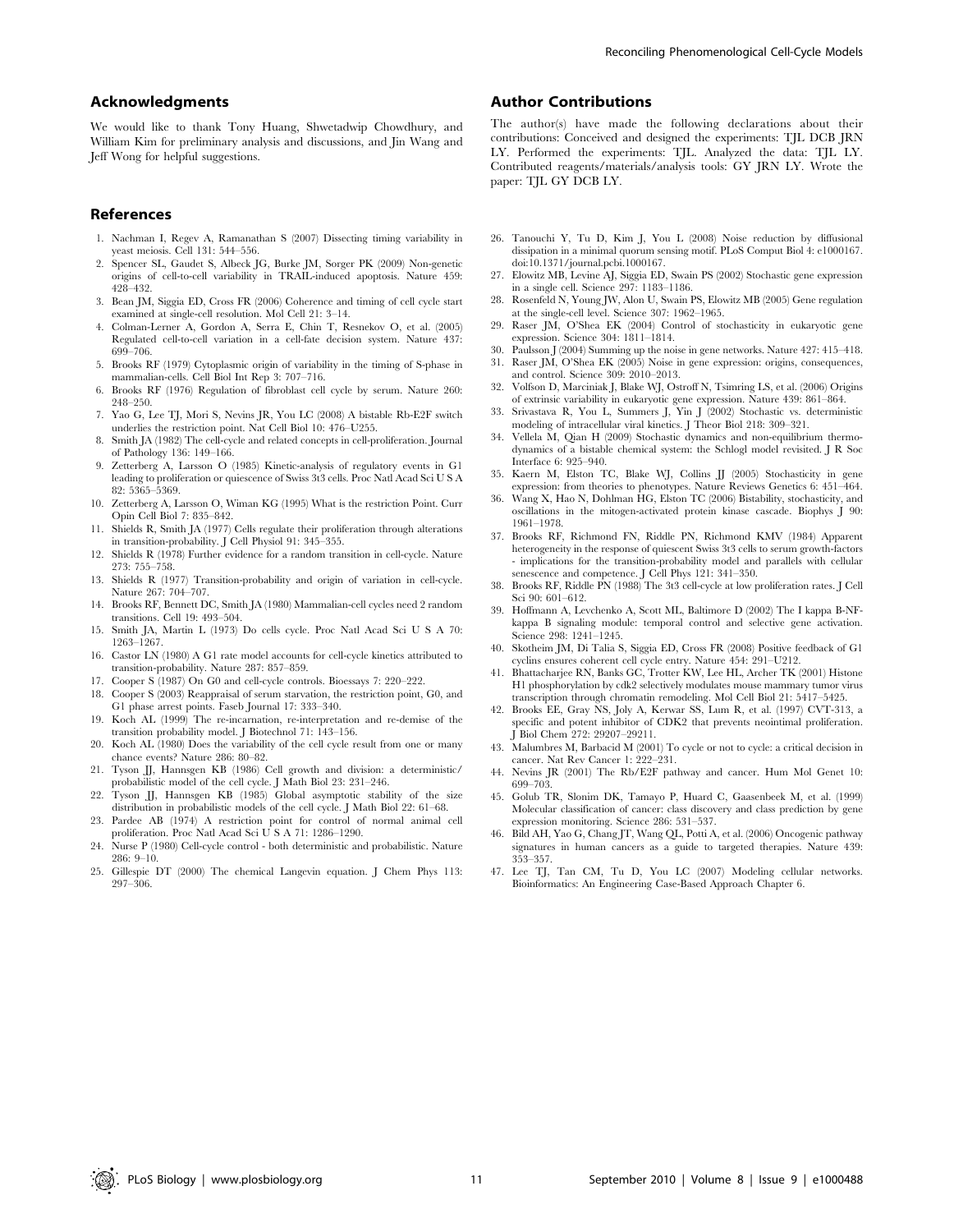## Acknowledgments

We would like to thank Tony Huang, Shwetadwip Chowdhury, and William Kim for preliminary analysis and discussions, and Jin Wang and Jeff Wong for helpful suggestions.

## Author Contributions

The author(s) have made the following declarations about their contributions: Conceived and designed the experiments: TJL DCB JRN LY. Performed the experiments: TJL. Analyzed the data: TJL LY. Contributed reagents/materials/analysis tools: GY JRN LY. Wrote the paper: TJL GY DCB LY.

## References

1. Nachman I, Regev A, Ramanathan S (2007) Dissecting timing variability in yeast meiosis. Cell 131: 544–556.
2. Spencer SL, Gaudet S, Albeck JG, Burke JM, Sorger PK (2009) Non-genetic origins of cell-to-cell variability in TRAIL-induced apoptosis. Nature 459: 428–432.
3. Bean JM, Siggia ED, Cross FR (2006) Coherence and timing of cell cycle start examined at single-cell resolution. Mol Cell 21: 3–14.
4. Colman-Lerner A, Gordon A, Serra E, Chin T, Resnekov O, et al. (2005) Regulated cell-to-cell variation in a cell-fate decision system. Nature 437: 699–706.
5. Brooks RF (1979) Cytoplasmic origin of variability in the timing of S-phase in mammalian-cells. Cell Biol Int Rep 3: 707–716.
6. Brooks RF (1976) Regulation of fibroblast cell cycle by serum. Nature 260: 248–250.
7. Yao G, Lee TJ, Mori S, Nevins JR, You LC (2008) A bistable Rb-E2F switch underlies the restriction point. Nat Cell Biol 10: 476–U255.
8. Smith JA (1982) The cell-cycle and related concepts in cell-proliferation. Journal of Pathology 136: 149–166.
9. Zetterberg A, Larsson O (1985) Kinetic-analysis of regulatory events in G1 leading to proliferation or quiescence of Swiss 3t3 cells. Proc Natl Acad Sci U S A 82: 5365–5369.
10. Zetterberg A, Larsson O, Wiman KG (1995) What is the restriction Point. Curr Opin Cell Biol 7: 835–842.
11. Shields R, Smith JA (1977) Cells regulate their proliferation through alterations in transition-probability. J Cell Physiol 91: 345–355.
12. Shields R (1978) Further evidence for a random transition in cell-cycle. Nature 273: 755–758.
13. Shields R (1977) Transition-probability and origin of variation in cell-cycle. Nature 267: 704–707.
14. Brooks RF, Bennett DC, Smith JA (1980) Mammalian-cell cycles need 2 random transitions. Cell 19: 493–504.
15. Smith JA, Martin L (1973) Do cells cycle. Proc Natl Acad Sci U S A 70: 1263–1267.
16. Castor LN (1980) A G1 rate model accounts for cell-cycle kinetics attributed to transition-probability. Nature 287: 857–859.
17. Cooper S (1987) On G0 and cell-cycle controls. Bioessays 7: 220–222.
18. Cooper S (2003) Reappraisal of serum starvation, the restriction point, G0, and G1 phase arrest points. Faseb Journal 17: 333–340.
19. Koch AL (1999) The re-incarnation, re-interpretation and re-demise of the transition probability model. J Biotechnol 71: 143–156.
20. Koch AL (1980) Does the variability of the cell cycle result from one or many chance events? Nature 286: 80–82.
21. Tyson JJ, Hannsgen KB (1986) Cell growth and division: a deterministic/probabilistic model of the cell cycle. J Math Biol 23: 231–246.
22. Tyson JJ, Hannsgen KB (1985) Global asymptotic stability of the size distribution in probabilistic models of the cell cycle. J Math Biol 22: 61–68.
23. Pardee AB (1974) A restriction point for control of normal animal cell proliferation. Proc Natl Acad Sci U S A 71: 1286–1290.
24. Nurse P (1980) Cell-cycle control - both deterministic and probabilistic. Nature 286: 9–10.
25. Gillespie DT (2000) The chemical Langevin equation. J Chem Phys 113: 297–306.
26. Tanouchi Y, Tu D, Kim J, You L (2008) Noise reduction by diffusional dissipation in a minimal quorum sensing motif. PLoS Comput Biol 4: e1000167. doi:10.1371/journal.pcbi.1000167.
27. Elowitz MB, Levine AJ, Siggia ED, Swain PS (2002) Stochastic gene expression in a single cell. Science 297: 1183–1186.
28. Rosenfeld N, Young JW, Alon U, Swain PS, Elowitz MB (2005) Gene regulation at the single-cell level. Science 307: 1962–1965.
29. Raser JM, O'Shea EK (2004) Control of stochasticity in eukaryotic gene expression. Science 304: 1811–1814.
30. Paulsson J (2004) Summing up the noise in gene networks. Nature 427: 415–418.
31. Raser JM, O'Shea EK (2005) Noise in gene expression: origins, consequences, and control. Science 309: 2010–2013.
32. Volfson D, Marciniak J, Blake WJ, Ostroff N, Tsimring LS, et al. (2006) Origins of extrinsic variability in eukaryotic gene expression. Nature 439: 861–864.
33. Srivastava R, You L, Summers J, Yin J (2002) Stochastic vs. deterministic modeling of intracellular viral kinetics. J Theor Biol 218: 309–321.
34. Vellela M, Qian H (2009) Stochastic dynamics and non-equilibrium thermodynamics of a bistable chemical system: the Schlogl model revisited. J R Soc Interface 6: 925–940.
35. Kaern M, Elston TC, Blake WJ, Collins JJ (2005) Stochasticity in gene expression: from theories to phenotypes. Nature Reviews Genetics 6: 451–464.
36. Wang X, Hao N, Dohlman HG, Elston TC (2006) Bistability, stochasticity, and oscillations in the mitogen-activated protein kinase cascade. Biophys J 90: 1961–1978.
37. Brooks RF, Richmond FN, Riddle PN, Richmond KMV (1984) Apparent heterogeneity in the response of quiescent Swiss 3t3 cells to serum growth-factors - implications for the transition-probability model and parallels with cellular senescence and competence. J Cell Phys 121: 341–350.
38. Brooks RF, Riddle PN (1988) The 3t3 cell-cycle at low proliferation rates. J Cell Sci 90: 601–612.
39. Hoffmann A, Levchenko A, Scott ML, Baltimore D (2002) The I kappa B-NF-kappa B signaling module: temporal control and selective gene activation. Science 298: 1241–1245.
40. Skotheim JM, Di Talia S, Siggia ED, Cross FR (2008) Positive feedback of G1 cyclins ensures coherent cell cycle entry. Nature 454: 291–U212.
41. Bhattacharjee RN, Banks GC, Trotter KW, Lee HL, Archer TK (2001) Histone H1 phosphorylation by cdk2 selectively modulates mouse mammary tumor virus transcription through chromatin remodeling. Mol Cell Biol 21: 5417–5425.
42. Brooks EE, Gray NS, Joly A, Kerwar SS, Lum R, et al. (1997) CVT-313, a specific and potent inhibitor of CDK2 that prevents neointimal proliferation. J Biol Chem 272: 29207–29211.
43. Malumbres M, Barbacid M (2001) To cycle or not to cycle: a critical decision in cancer. Nat Rev Cancer 1: 222–231.
44. Nevins JR (2001) The Rb/E2F pathway and cancer. Hum Mol Genet 10: 699–703.
45. Golub TR, Slonim DK, Tamayo P, Huard C, Gaasenbeek M, et al. (1999) Molecular classification of cancer: class discovery and class prediction by gene expression monitoring. Science 286: 531–537.
46. Bild AH, Yao G, Chang JT, Wang QL, Potti A, et al. (2006) Oncogenic pathway signatures in human cancers as a guide to targeted therapies. Nature 439: 353–357.
47. Lee TJ, Tan CM, Tu D, You LC (2007) Modeling cellular networks. Bioinformatics: An Engineering Case-Based Approach Chapter 6.